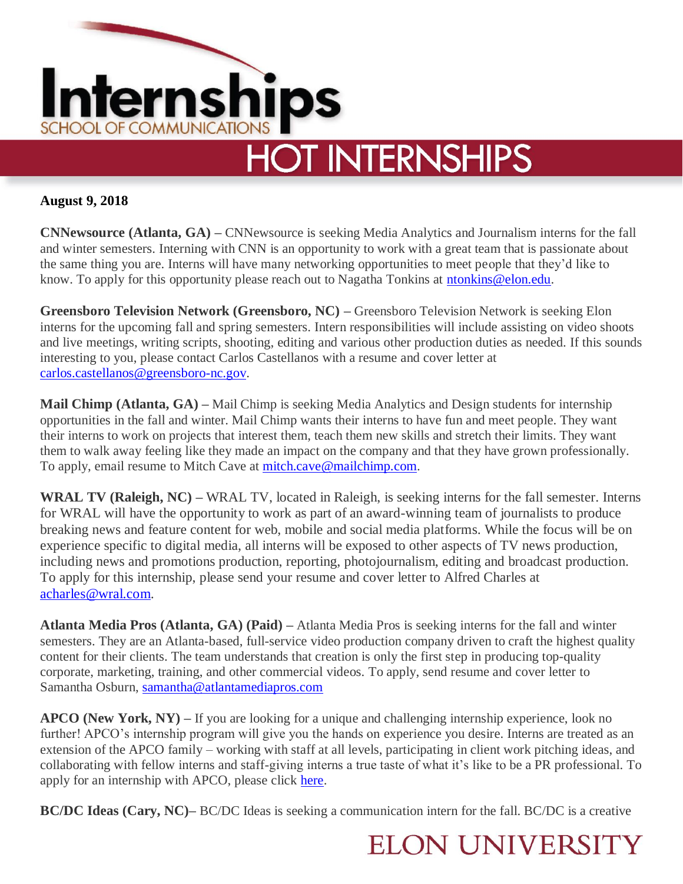# Internships

SCHOOL OF COMMUNICATIONS

## HOT INTERNSHIPS

**August 9, 2018**

**CNNewsource (Atlanta, GA) –** CNNewsource is seeking Media Analytics and Journalism interns for the fall and winter semesters. Interning with CNN is an opportunity to work with a great team that is passionate about the same thing you are. Interns will have many networking opportunities to meet people that they'd like to know. To apply for this opportunity please reach out to Nagatha Tonkins at ntonkins@elon.edu.

**Greensboro Television Network (Greensboro, NC) –** Greensboro Television Network is seeking Elon interns for the upcoming fall and spring semesters. Intern responsibilities will include assisting on video shoots and live meetings, writing scripts, shooting, editing and various other production duties as needed. If this sounds interesting to you, please contact Carlos Castellanos with a resume and cover letter at carlos.castellanos@greensboro-nc.gov.

**Mail Chimp (Atlanta, GA) –** Mail Chimp is seeking Media Analytics and Design students for internship opportunities in the fall and winter. Mail Chimp wants their interns to have fun and meet people. They want their interns to work on projects that interest them, teach them new skills and stretch their limits. They want them to walk away feeling like they made an impact on the company and that they have grown professionally. To apply, email resume to Mitch Cave at mitch.cave@mailchimp.com.

**WRAL TV (Raleigh, NC) –** WRAL TV, located in Raleigh, is seeking interns for the fall semester. Interns for WRAL will have the opportunity to work as part of an award-winning team of journalists to produce breaking news and feature content for web, mobile and social media platforms. While the focus will be on experience specific to digital media, all interns will be exposed to other aspects of TV news production, including news and promotions production, reporting, photojournalism, editing and broadcast production. To apply for this internship, please send your resume and cover letter to Alfred Charles at acharles@wral.com.

**Atlanta Media Pros (Atlanta, GA) (Paid) –** Atlanta Media Pros is seeking interns for the fall and winter semesters. They are an Atlanta-based, full-service video production company driven to craft the highest quality content for their clients. The team understands that creation is only the first step in producing top-quality corporate, marketing, training, and other commercial videos. To apply, send resume and cover letter to Samantha Osburn, samantha@atlantamediapros.com

**APCO (New York, NY) –** If you are looking for a unique and challenging internship experience, look no further! APCO's internship program will give you the hands on experience you desire. Interns are treated as an extension of the APCO family – working with staff at all levels, participating in client work pitching ideas, and collaborating with fellow interns and staff-giving interns a true taste of what it's like to be a PR professional. To apply for an internship with APCO, please click here.

**BC/DC Ideas (Cary, NC)–** BC/DC Ideas is seeking a communication intern for the fall. BC/DC is a creative

ELON UNIVERSITY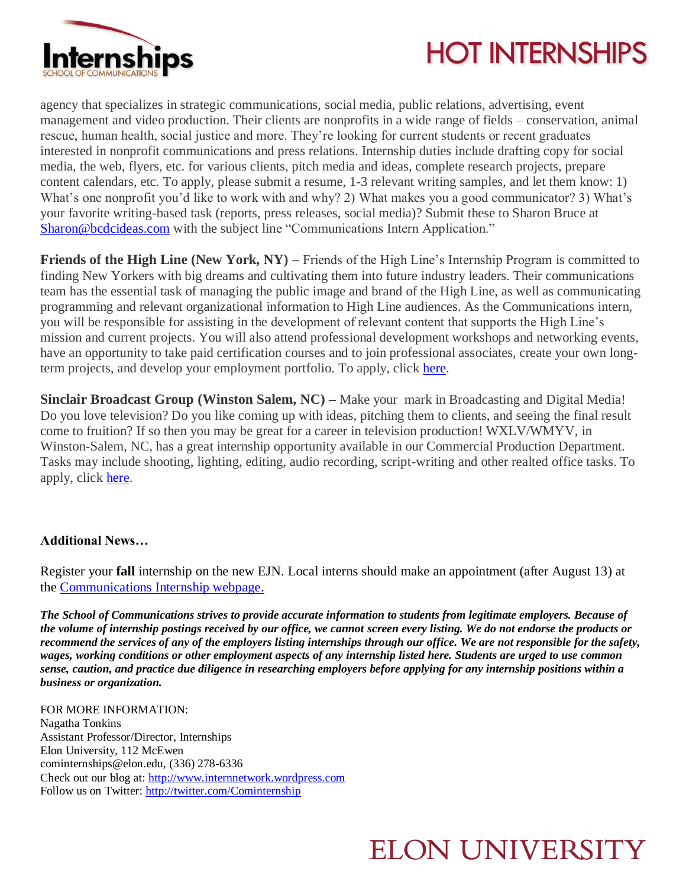agency that specializes in strategic communications, social media, public relations, advertising, event management and video production. Their clients are nonprofits in a wide range of fields – conservation, animal rescue, human health, social justice and more. They're looking for current students or recent graduates interested in nonprofit communications and press relations. Internship duties include drafting copy for social media, the web, flyers, etc. for various clients, pitch media and ideas, complete research projects, prepare content calendars, etc. To apply, please submit a resume, 1-3 relevant writing samples, and let them know: 1) What's one nonprofit you'd like to work with and why? 2) What makes you a good communicator? 3) What's your favorite writing-based task (reports, press releases, social media)? Submit these to Sharon Bruce at Sharon@bcdcideas.com with the subject line "Communications Intern Application."

**Friends of the High Line (New York, NY) –** Friends of the High Line's Internship Program is committed to finding New Yorkers with big dreams and cultivating them into future industry leaders. Their communications team has the essential task of managing the public image and brand of the High Line, as well as communicating programming and relevant organizational information to High Line audiences. As the Communications intern, you will be responsible for assisting in the development of relevant content that supports the High Line's mission and current projects. You will also attend professional development workshops and networking events, have an opportunity to take paid certification courses and to join professional associates, create your own long-term projects, and develop your employment portfolio. To apply, click here.

**Sinclair Broadcast Group (Winston Salem, NC) –** Make your mark in Broadcasting and Digital Media! Do you love television? Do you like coming up with ideas, pitching them to clients, and seeing the final result come to fruition? If so then you may be great for a career in television production! WXLV/WMYV, in Winston-Salem, NC, has a great internship opportunity available in our Commercial Production Department. Tasks may include shooting, lighting, editing, audio recording, script-writing and other realted office tasks. To apply, click here.

**Additional News…**

Register your **fall** internship on the new EJN. Local interns should make an appointment (after August 13) at the Communications Internship webpage.

***The School of Communications strives to provide accurate information to students from legitimate employers. Because of the volume of internship postings received by our office, we cannot screen every listing. We do not endorse the products or recommend the services of any of the employers listing internships through our office. We are not responsible for the safety, wages, working conditions or other employment aspects of any internship listed here. Students are urged to use common sense, caution, and practice due diligence in researching employers before applying for any internship positions within a business or organization.***

FOR MORE INFORMATION:
Nagatha Tonkins
Assistant Professor/Director, Internships
Elon University, 112 McEwen
cominternships@elon.edu, (336) 278-6336
Check out our blog at: http://www.internnetwork.wordpress.com
Follow us on Twitter: http://twitter.com/Cominternship